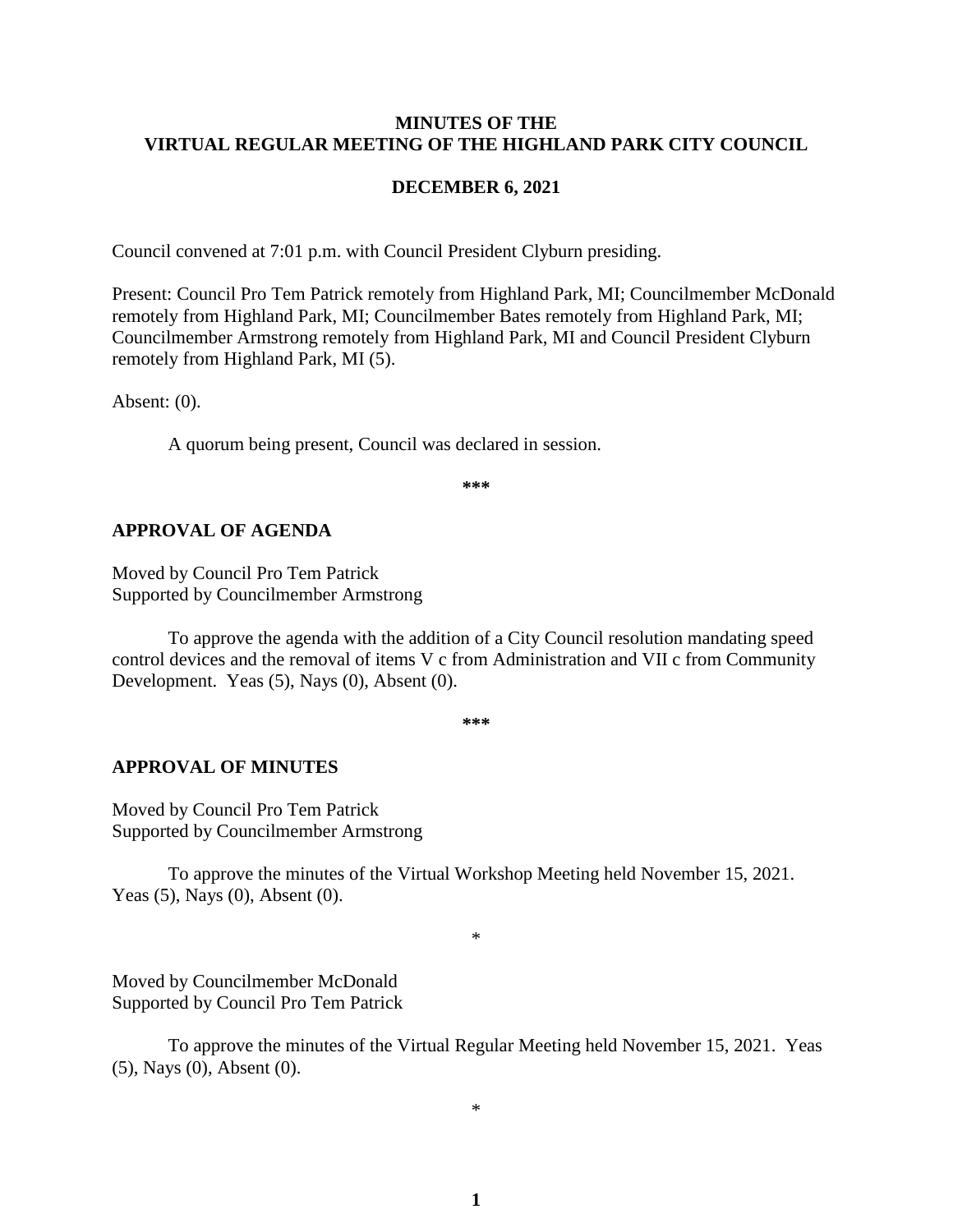# MINUTES OF THE VIRTUAL REGULAR MEETING OF THE HIGHLAND PARK CITY COUNCIL

## DECEMBER 6, 2021

Council convened at 7:01 p.m. with Council President Clyburn presiding.

Present: Council Pro Tem Patrick remotely from Highland Park, MI; Councilmember McDonald remotely from Highland Park, MI; Councilmember Bates remotely from Highland Park, MI; Councilmember Armstrong remotely from Highland Park, MI and Council President Clyburn remotely from Highland Park, MI (5).

Absent: (0).

A quorum being present, Council was declared in session.

***

## APPROVAL OF AGENDA

Moved by Council Pro Tem Patrick
Supported by Councilmember Armstrong

To approve the agenda with the addition of a City Council resolution mandating speed control devices and the removal of items V c from Administration and VII c from Community Development. Yeas (5), Nays (0), Absent (0).

***

## APPROVAL OF MINUTES

Moved by Council Pro Tem Patrick
Supported by Councilmember Armstrong

To approve the minutes of the Virtual Workshop Meeting held November 15, 2021. Yeas (5), Nays (0), Absent (0).

*

Moved by Councilmember McDonald
Supported by Council Pro Tem Patrick

To approve the minutes of the Virtual Regular Meeting held November 15, 2021. Yeas (5), Nays (0), Absent (0).

*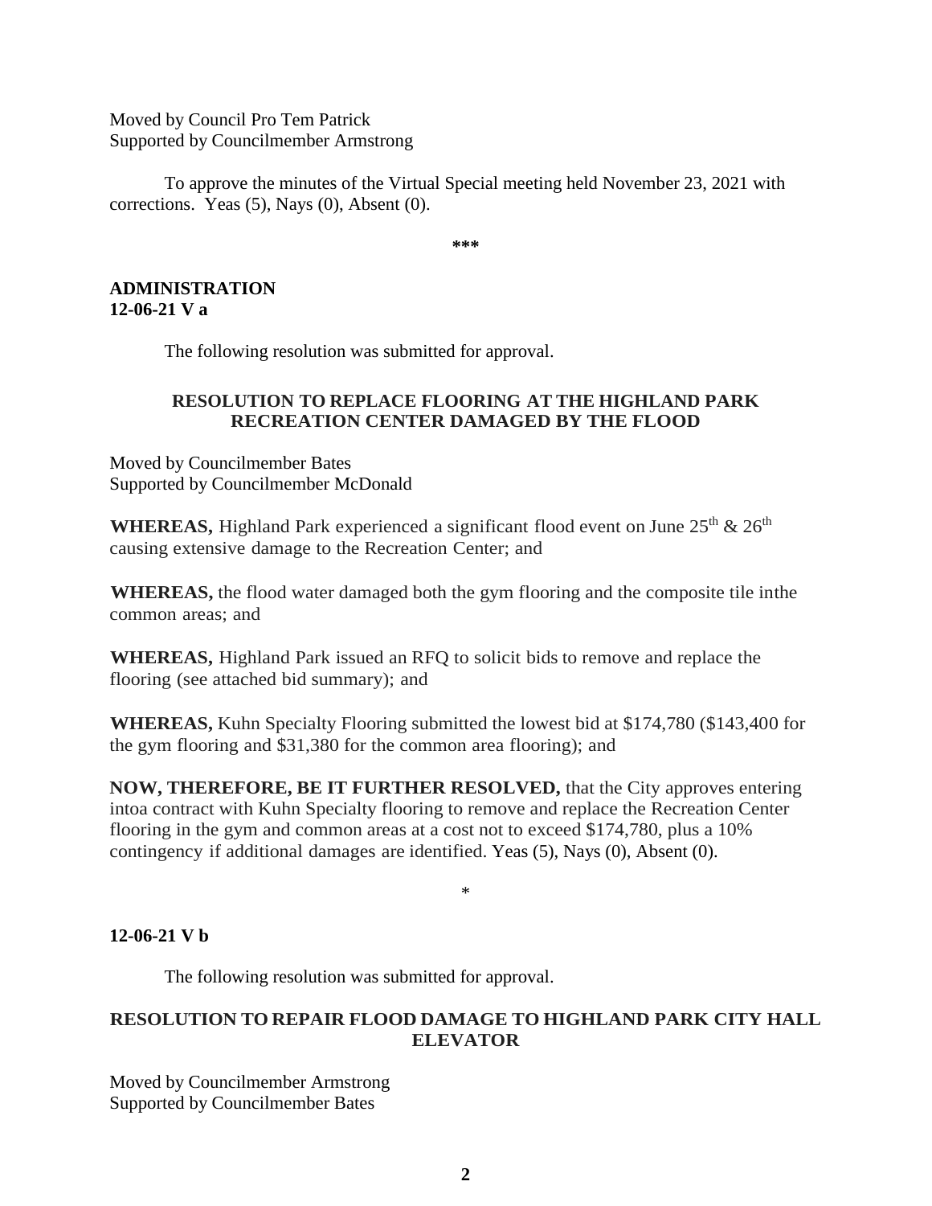Moved by Council Pro Tem Patrick
Supported by Councilmember Armstrong

To approve the minutes of the Virtual Special meeting held November 23, 2021 with corrections. Yeas (5), Nays (0), Absent (0).

***

**ADMINISTRATION**
**12-06-21 V a**

The following resolution was submitted for approval.

**RESOLUTION TO REPLACE FLOORING AT THE HIGHLAND PARK RECREATION CENTER DAMAGED BY THE FLOOD**

Moved by Councilmember Bates
Supported by Councilmember McDonald

**WHEREAS,** Highland Park experienced a significant flood event on June 25th & 26th causing extensive damage to the Recreation Center; and

**WHEREAS,** the flood water damaged both the gym flooring and the composite tile inthe common areas; and

**WHEREAS,** Highland Park issued an RFQ to solicit bids to remove and replace the flooring (see attached bid summary); and

**WHEREAS,** Kuhn Specialty Flooring submitted the lowest bid at $174,780 ($143,400 for the gym flooring and $31,380 for the common area flooring); and

**NOW, THEREFORE, BE IT FURTHER RESOLVED,** that the City approves entering intoa contract with Kuhn Specialty flooring to remove and replace the Recreation Center flooring in the gym and common areas at a cost not to exceed $174,780, plus a 10% contingency if additional damages are identified. Yeas (5), Nays (0), Absent (0).

*

**12-06-21 V b**

The following resolution was submitted for approval.

**RESOLUTION TO REPAIR FLOOD DAMAGE TO HIGHLAND PARK CITY HALL ELEVATOR**

Moved by Councilmember Armstrong
Supported by Councilmember Bates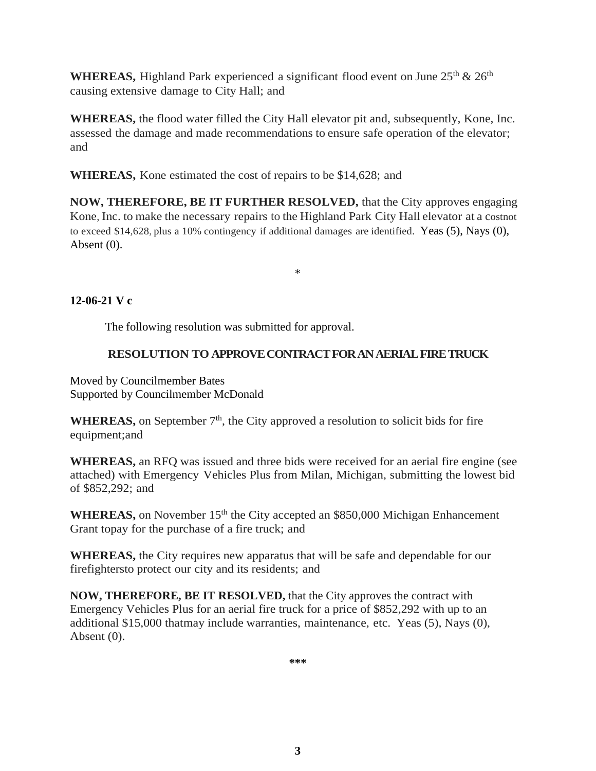**WHEREAS,** Highland Park experienced a significant flood event on June 25th & 26th causing extensive damage to City Hall; and

**WHEREAS,** the flood water filled the City Hall elevator pit and, subsequently, Kone, Inc. assessed the damage and made recommendations to ensure safe operation of the elevator; and

**WHEREAS,** Kone estimated the cost of repairs to be $14,628; and

**NOW, THEREFORE, BE IT FURTHER RESOLVED,** that the City approves engaging Kone, Inc. to make the necessary repairs to the Highland Park City Hall elevator at a costnot to exceed $14,628, plus a 10% contingency if additional damages are identified. Yeas (5), Nays (0), Absent (0).

*

**12-06-21 V c**

The following resolution was submitted for approval.

**RESOLUTION TO APPROVE CONTRACT FOR AN AERIAL FIRE TRUCK**

Moved by Councilmember Bates
Supported by Councilmember McDonald

**WHEREAS,** on September 7th, the City approved a resolution to solicit bids for fire equipment;and

**WHEREAS,** an RFQ was issued and three bids were received for an aerial fire engine (see attached) with Emergency Vehicles Plus from Milan, Michigan, submitting the lowest bid of $852,292; and

**WHEREAS,** on November 15th the City accepted an $850,000 Michigan Enhancement Grant topay for the purchase of a fire truck; and

**WHEREAS,** the City requires new apparatus that will be safe and dependable for our firefightersto protect our city and its residents; and

**NOW, THEREFORE, BE IT RESOLVED,** that the City approves the contract with Emergency Vehicles Plus for an aerial fire truck for a price of $852,292 with up to an additional $15,000 thatmay include warranties, maintenance, etc. Yeas (5), Nays (0), Absent (0).

***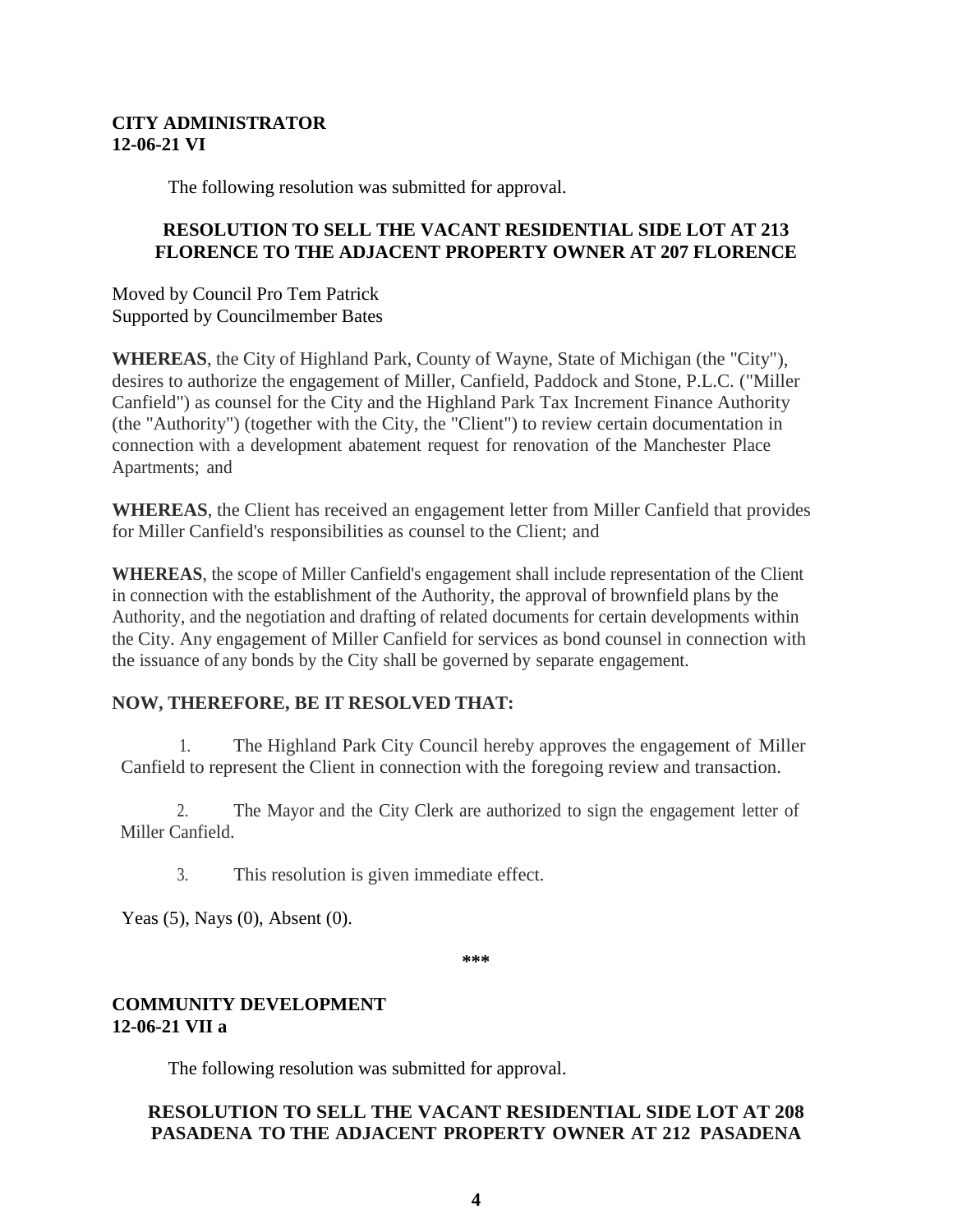**CITY ADMINISTRATOR**
**12-06-21 VI**

The following resolution was submitted for approval.

**RESOLUTION TO SELL THE VACANT RESIDENTIAL SIDE LOT AT 213 FLORENCE TO THE ADJACENT PROPERTY OWNER AT 207 FLORENCE**

Moved by Council Pro Tem Patrick
Supported by Councilmember Bates

**WHEREAS**, the City of Highland Park, County of Wayne, State of Michigan (the "City"), desires to authorize the engagement of Miller, Canfield, Paddock and Stone, P.L.C. ("Miller Canfield") as counsel for the City and the Highland Park Tax Increment Finance Authority (the "Authority") (together with the City, the "Client") to review certain documentation in connection with a development abatement request for renovation of the Manchester Place Apartments; and

**WHEREAS**, the Client has received an engagement letter from Miller Canfield that provides for Miller Canfield's responsibilities as counsel to the Client; and

**WHEREAS**, the scope of Miller Canfield's engagement shall include representation of the Client in connection with the establishment of the Authority, the approval of brownfield plans by the Authority, and the negotiation and drafting of related documents for certain developments within the City. Any engagement of Miller Canfield for services as bond counsel in connection with the issuance of any bonds by the City shall be governed by separate engagement.

**NOW, THEREFORE, BE IT RESOLVED THAT:**

1. The Highland Park City Council hereby approves the engagement of Miller Canfield to represent the Client in connection with the foregoing review and transaction.

2. The Mayor and the City Clerk are authorized to sign the engagement letter of Miller Canfield.

3. This resolution is given immediate effect.

Yeas (5), Nays (0), Absent (0).

\*\*\*

**COMMUNITY DEVELOPMENT**
**12-06-21 VII a**

The following resolution was submitted for approval.

**RESOLUTION TO SELL THE VACANT RESIDENTIAL SIDE LOT AT 208 PASADENA TO THE ADJACENT PROPERTY OWNER AT 212 PASADENA**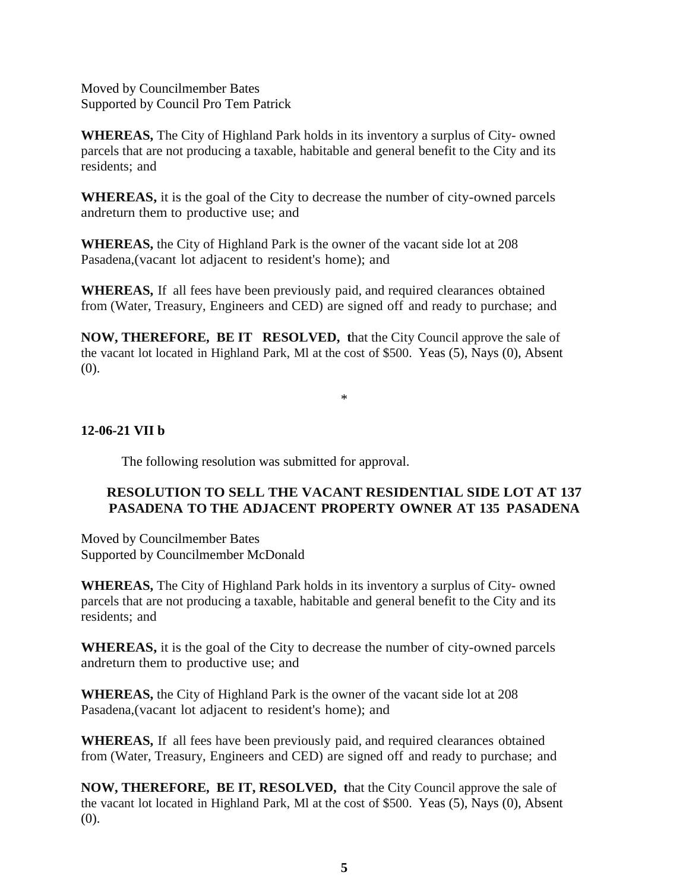Moved by Councilmember Bates
Supported by Council Pro Tem Patrick

**WHEREAS,** The City of Highland Park holds in its inventory a surplus of City- owned parcels that are not producing a taxable, habitable and general benefit to the City and its residents; and

**WHEREAS,** it is the goal of the City to decrease the number of city-owned parcels andreturn them to productive use; and

**WHEREAS,** the City of Highland Park is the owner of the vacant side lot at 208 Pasadena,(vacant lot adjacent to resident's home); and

**WHEREAS,** If all fees have been previously paid, and required clearances obtained from (Water, Treasury, Engineers and CED) are signed off and ready to purchase; and

**NOW, THEREFORE, BE IT RESOLVED, t**hat the City Council approve the sale of the vacant lot located in Highland Park, Ml at the cost of $500. Yeas (5), Nays (0), Absent (0).

*

**12-06-21 VII b**

The following resolution was submitted for approval.

**RESOLUTION TO SELL THE VACANT RESIDENTIAL SIDE LOT AT 137 PASADENA TO THE ADJACENT PROPERTY OWNER AT 135 PASADENA**

Moved by Councilmember Bates
Supported by Councilmember McDonald

**WHEREAS,** The City of Highland Park holds in its inventory a surplus of City- owned parcels that are not producing a taxable, habitable and general benefit to the City and its residents; and

**WHEREAS,** it is the goal of the City to decrease the number of city-owned parcels andreturn them to productive use; and

**WHEREAS,** the City of Highland Park is the owner of the vacant side lot at 208 Pasadena,(vacant lot adjacent to resident's home); and

**WHEREAS,** If all fees have been previously paid, and required clearances obtained from (Water, Treasury, Engineers and CED) are signed off and ready to purchase; and

**NOW, THEREFORE, BE IT, RESOLVED, t**hat the City Council approve the sale of the vacant lot located in Highland Park, Ml at the cost of $500. Yeas (5), Nays (0), Absent (0).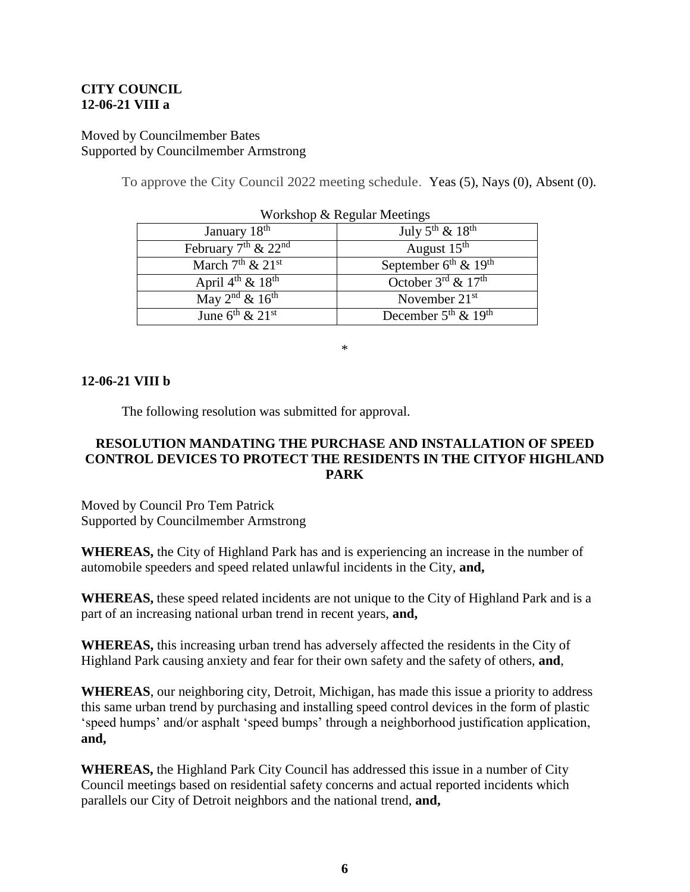**CITY COUNCIL**
**12-06-21 VIII a**

Moved by Councilmember Bates
Supported by Councilmember Armstrong

To approve the City Council 2022 meeting schedule. Yeas (5), Nays (0), Absent (0).

Workshop & Regular Meetings

| | |
|---|---|
| January 18th | July 5th & 18th |
| February 7th & 22nd | August 15th |
| March 7th & 21st | September 6th & 19th |
| April 4th & 18th | October 3rd & 17th |
| May 2nd & 16th | November 21st |
| June 6th & 21st | December 5th & 19th |

*

**12-06-21 VIII b**

The following resolution was submitted for approval.

**RESOLUTION MANDATING THE PURCHASE AND INSTALLATION OF SPEED CONTROL DEVICES TO PROTECT THE RESIDENTS IN THE CITYOF HIGHLAND PARK**

Moved by Council Pro Tem Patrick
Supported by Councilmember Armstrong

**WHEREAS,** the City of Highland Park has and is experiencing an increase in the number of automobile speeders and speed related unlawful incidents in the City, **and,**

**WHEREAS,** these speed related incidents are not unique to the City of Highland Park and is a part of an increasing national urban trend in recent years, **and,**

**WHEREAS,** this increasing urban trend has adversely affected the residents in the City of Highland Park causing anxiety and fear for their own safety and the safety of others, **and**,

**WHEREAS**, our neighboring city, Detroit, Michigan, has made this issue a priority to address this same urban trend by purchasing and installing speed control devices in the form of plastic 'speed humps' and/or asphalt 'speed bumps' through a neighborhood justification application, **and,**

**WHEREAS,** the Highland Park City Council has addressed this issue in a number of City Council meetings based on residential safety concerns and actual reported incidents which parallels our City of Detroit neighbors and the national trend, **and,**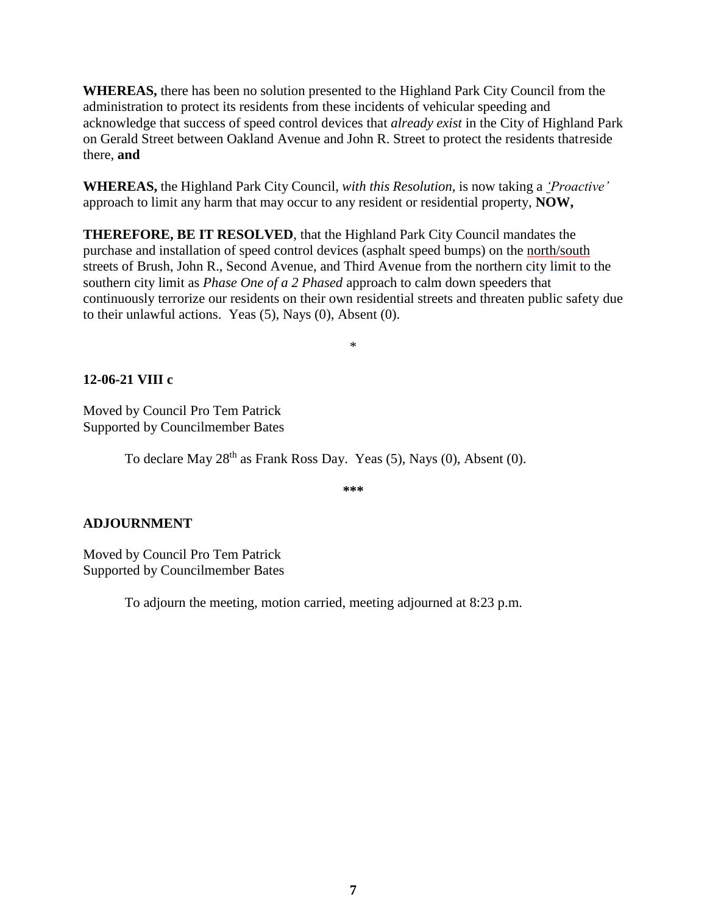**WHEREAS,** there has been no solution presented to the Highland Park City Council from the administration to protect its residents from these incidents of vehicular speeding and acknowledge that success of speed control devices that *already exist* in the City of Highland Park on Gerald Street between Oakland Avenue and John R. Street to protect the residents thatreside there, **and**

**WHEREAS,** the Highland Park City Council, *with this Resolution*, is now taking a *'Proactive'* approach to limit any harm that may occur to any resident or residential property, **NOW,**

**THEREFORE, BE IT RESOLVED**, that the Highland Park City Council mandates the purchase and installation of speed control devices (asphalt speed bumps) on the north/south streets of Brush, John R., Second Avenue, and Third Avenue from the northern city limit to the southern city limit as *Phase One of a 2 Phased* approach to calm down speeders that continuously terrorize our residents on their own residential streets and threaten public safety due to their unlawful actions. Yeas (5), Nays (0), Absent (0).

*

**12-06-21 VIII c**

Moved by Council Pro Tem Patrick
Supported by Councilmember Bates

To declare May 28th as Frank Ross Day. Yeas (5), Nays (0), Absent (0).

**\*\*\***

**ADJOURNMENT**

Moved by Council Pro Tem Patrick
Supported by Councilmember Bates

To adjourn the meeting, motion carried, meeting adjourned at 8:23 p.m.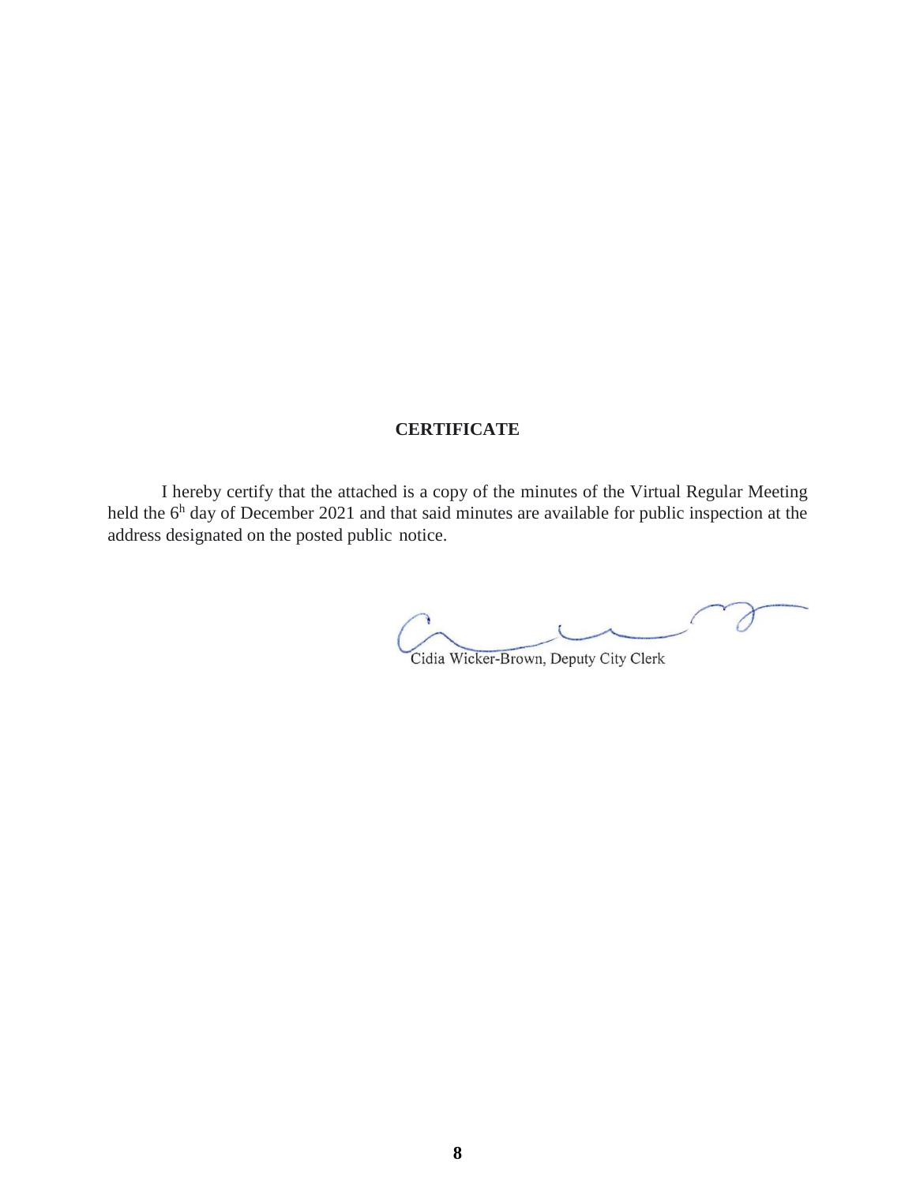## CERTIFICATE

I hereby certify that the attached is a copy of the minutes of the Virtual Regular Meeting held the 6h day of December 2021 and that said minutes are available for public inspection at the address designated on the posted public notice.

Cidia Wicker-Brown, Deputy City Clerk